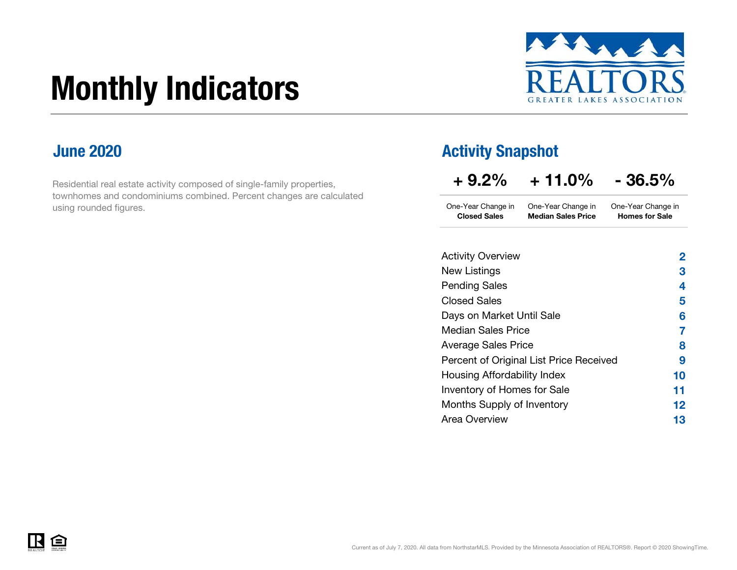# Monthly Indicators

REALTORS GREATER LAKES ASSOCIATION

## June 2020

Residential real estate activity composed of single-family properties, townhomes and condominiums combined. Percent changes are calculated using rounded figures.

## Activity Snapshot

| + 9.2% | + 11.0% | - 36.5% |
|---|---|---|
| One-Year Change in **Closed Sales** | One-Year Change in **Median Sales Price** | One-Year Change in **Homes for Sale** |

| | |
|---|---|
| Activity Overview | **2** |
| New Listings | **3** |
| Pending Sales | **4** |
| Closed Sales | **5** |
| Days on Market Until Sale | **6** |
| Median Sales Price | **7** |
| Average Sales Price | **8** |
| Percent of Original List Price Received | **9** |
| Housing Affordability Index | **10** |
| Inventory of Homes for Sale | **11** |
| Months Supply of Inventory | **12** |
| Area Overview | **13** |

Current as of July 7, 2020. All data from NorthstarMLS. Provided by the Minnesota Association of REALTORS®. Report © 2020 ShowingTime.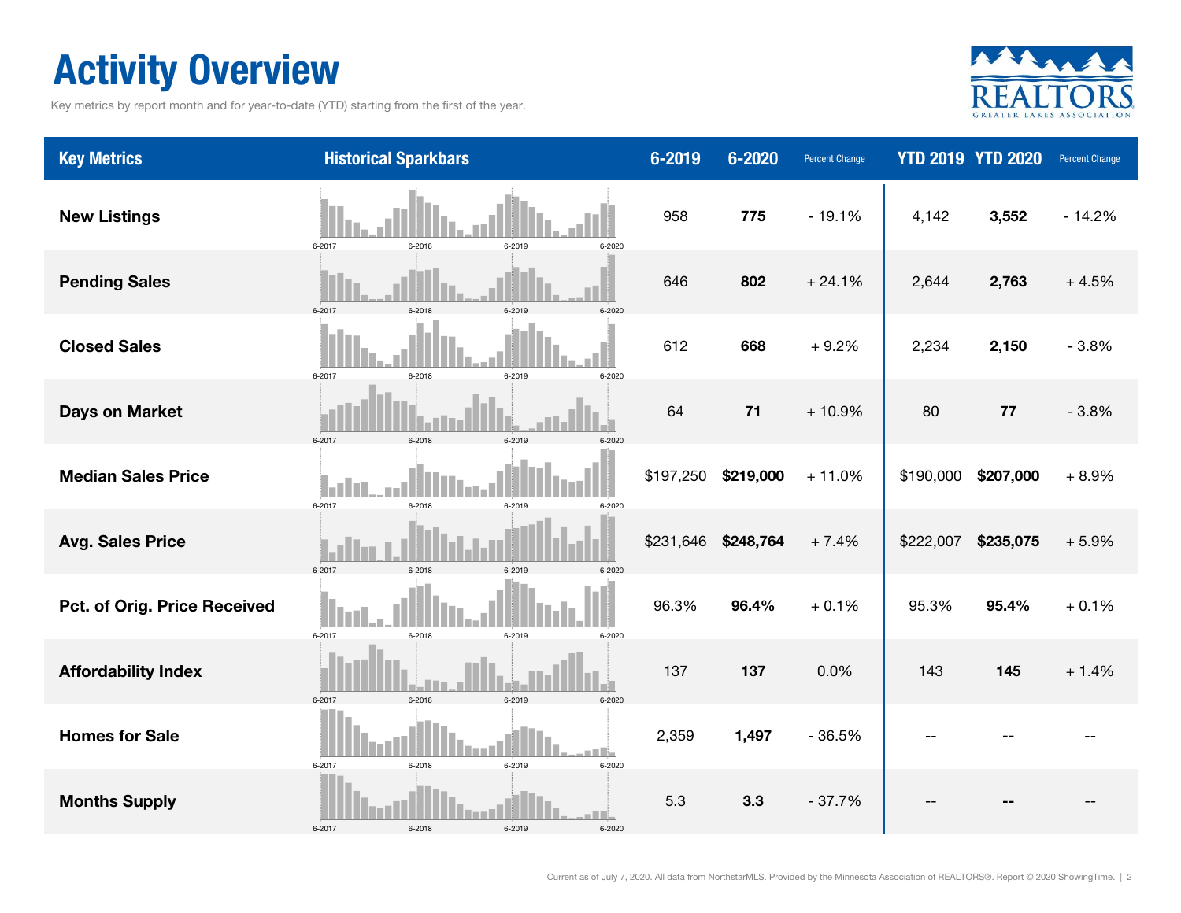# Activity Overview

Key metrics by report month and for year-to-date (YTD) starting from the first of the year.

| Key Metrics | Historical Sparkbars | 6-2019 | 6-2020 | Percent Change | YTD 2019 | YTD 2020 | Percent Change |
|---|---|---|---|---|---|---|---|
| **New Listings** | 6-2017 6-2018 6-2019 6-2020 | 958 | **775** | - 19.1% | 4,142 | **3,552** | - 14.2% |
| **Pending Sales** | 6-2017 6-2018 6-2019 6-2020 | 646 | **802** | + 24.1% | 2,644 | **2,763** | + 4.5% |
| **Closed Sales** | 6-2017 6-2018 6-2019 6-2020 | 612 | **668** | + 9.2% | 2,234 | **2,150** | - 3.8% |
| **Days on Market** | 6-2017 6-2018 6-2019 6-2020 | 64 | **71** | + 10.9% | 80 | **77** | - 3.8% |
| **Median Sales Price** | 6-2017 6-2018 6-2019 6-2020 | $197,250 | **$219,000** | + 11.0% | $190,000 | **$207,000** | + 8.9% |
| **Avg. Sales Price** | 6-2017 6-2018 6-2019 6-2020 | $231,646 | **$248,764** | + 7.4% | $222,007 | **$235,075** | + 5.9% |
| **Pct. of Orig. Price Received** | 6-2017 6-2018 6-2019 6-2020 | 96.3% | **96.4%** | + 0.1% | 95.3% | **95.4%** | + 0.1% |
| **Affordability Index** | 6-2017 6-2018 6-2019 6-2020 | 137 | **137** | 0.0% | 143 | **145** | + 1.4% |
| **Homes for Sale** | 6-2017 6-2018 6-2019 6-2020 | 2,359 | **1,497** | - 36.5% | -- | **--** | -- |
| **Months Supply** | 6-2017 6-2018 6-2019 6-2020 | 5.3 | **3.3** | - 37.7% | -- | **--** | -- |

Current as of July 7, 2020. All data from NorthstarMLS. Provided by the Minnesota Association of REALTORS®. Report © 2020 ShowingTime.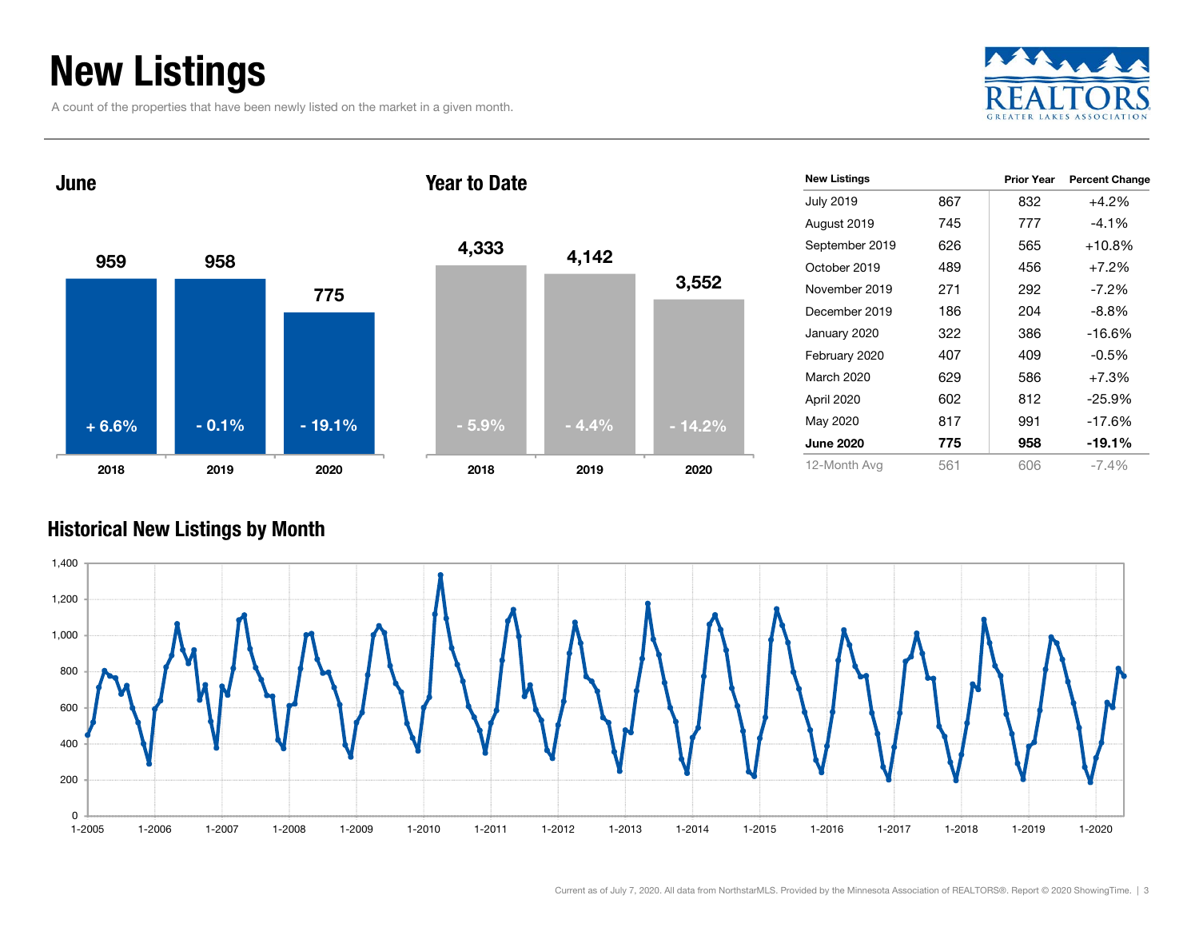# New Listings

A count of the properties that have been newly listed on the market in a given month.

### June

| Year | New Listings | Change |
| --- | --- | --- |
| 2018 | 959 | + 6.6% |
| 2019 | 958 | - 0.1% |
| 2020 | 775 | - 19.1% |

### Year to Date

| Year | New Listings | Change |
| --- | --- | --- |
| 2018 | 4,333 | - 5.9% |
| 2019 | 4,142 | - 4.4% |
| 2020 | 3,552 | - 14.2% |

| New Listings | | Prior Year | Percent Change |
| --- | --- | --- | --- |
| July 2019 | 867 | 832 | +4.2% |
| August 2019 | 745 | 777 | -4.1% |
| September 2019 | 626 | 565 | +10.8% |
| October 2019 | 489 | 456 | +7.2% |
| November 2019 | 271 | 292 | -7.2% |
| December 2019 | 186 | 204 | -8.8% |
| January 2020 | 322 | 386 | -16.6% |
| February 2020 | 407 | 409 | -0.5% |
| March 2020 | 629 | 586 | +7.3% |
| April 2020 | 602 | 812 | -25.9% |
| May 2020 | 817 | 991 | -17.6% |
| **June 2020** | **775** | **958** | **-19.1%** |
| 12-Month Avg | 561 | 606 | -7.4% |

### Historical New Listings by Month

Current as of July 7, 2020. All data from NorthstarMLS. Provided by the Minnesota Association of REALTORS®. Report © 2020 ShowingTime.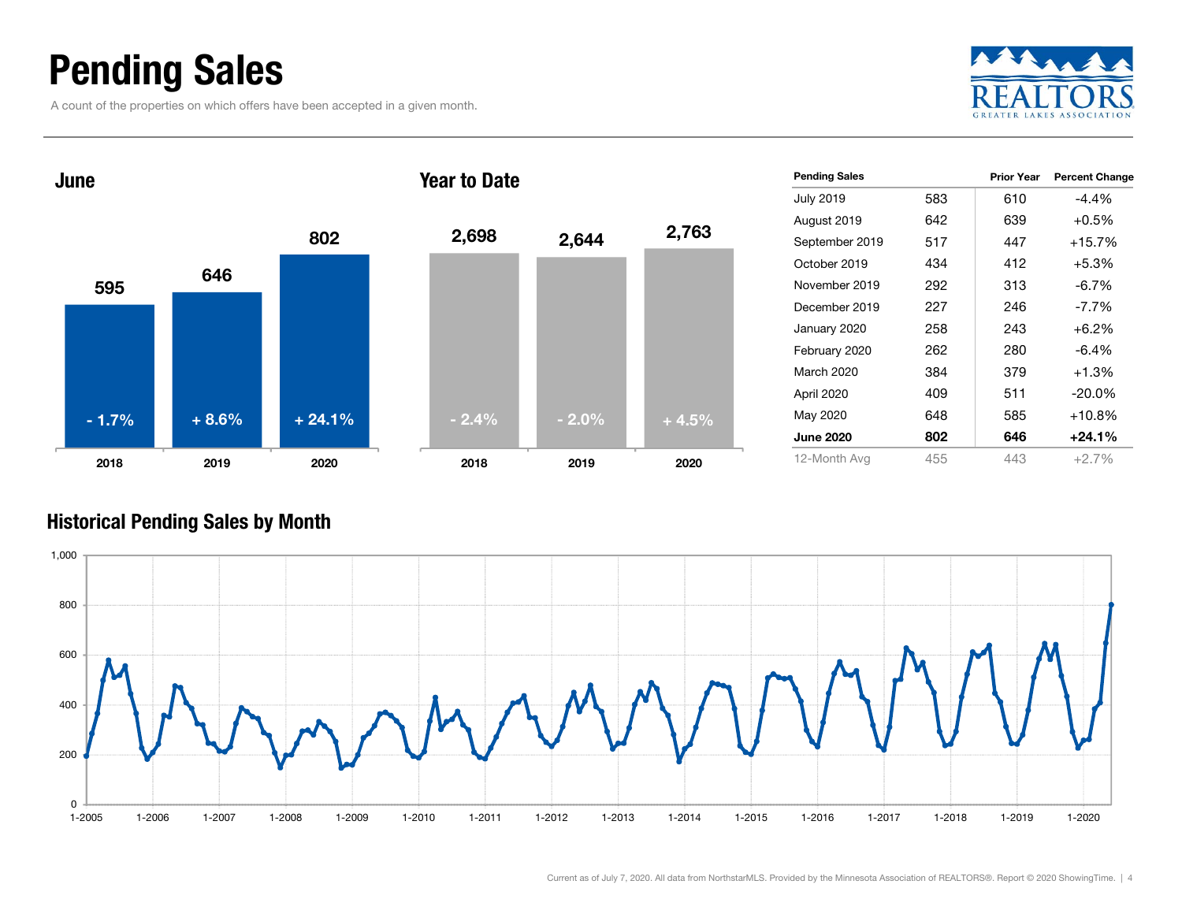# Pending Sales

A count of the properties on which offers have been accepted in a given month.

### June

| | 2018 | 2019 | 2020 |
|---|---|---|---|
| Pending Sales | 595 | 646 | 802 |
| Change | - 1.7% | + 8.6% | + 24.1% |

### Year to Date

| | 2018 | 2019 | 2020 |
|---|---|---|---|
| Pending Sales | 2,698 | 2,644 | 2,763 |
| Change | - 2.4% | - 2.0% | + 4.5% |

| Pending Sales | | Prior Year | Percent Change |
|---|---|---|---|
| July 2019 | 583 | 610 | -4.4% |
| August 2019 | 642 | 639 | +0.5% |
| September 2019 | 517 | 447 | +15.7% |
| October 2019 | 434 | 412 | +5.3% |
| November 2019 | 292 | 313 | -6.7% |
| December 2019 | 227 | 246 | -7.7% |
| January 2020 | 258 | 243 | +6.2% |
| February 2020 | 262 | 280 | -6.4% |
| March 2020 | 384 | 379 | +1.3% |
| April 2020 | 409 | 511 | -20.0% |
| May 2020 | 648 | 585 | +10.8% |
| **June 2020** | **802** | **646** | **+24.1%** |
| 12-Month Avg | 455 | 443 | +2.7% |

### Historical Pending Sales by Month

Current as of July 7, 2020. All data from NorthstarMLS. Provided by the Minnesota Association of REALTORS®. Report © 2020 ShowingTime.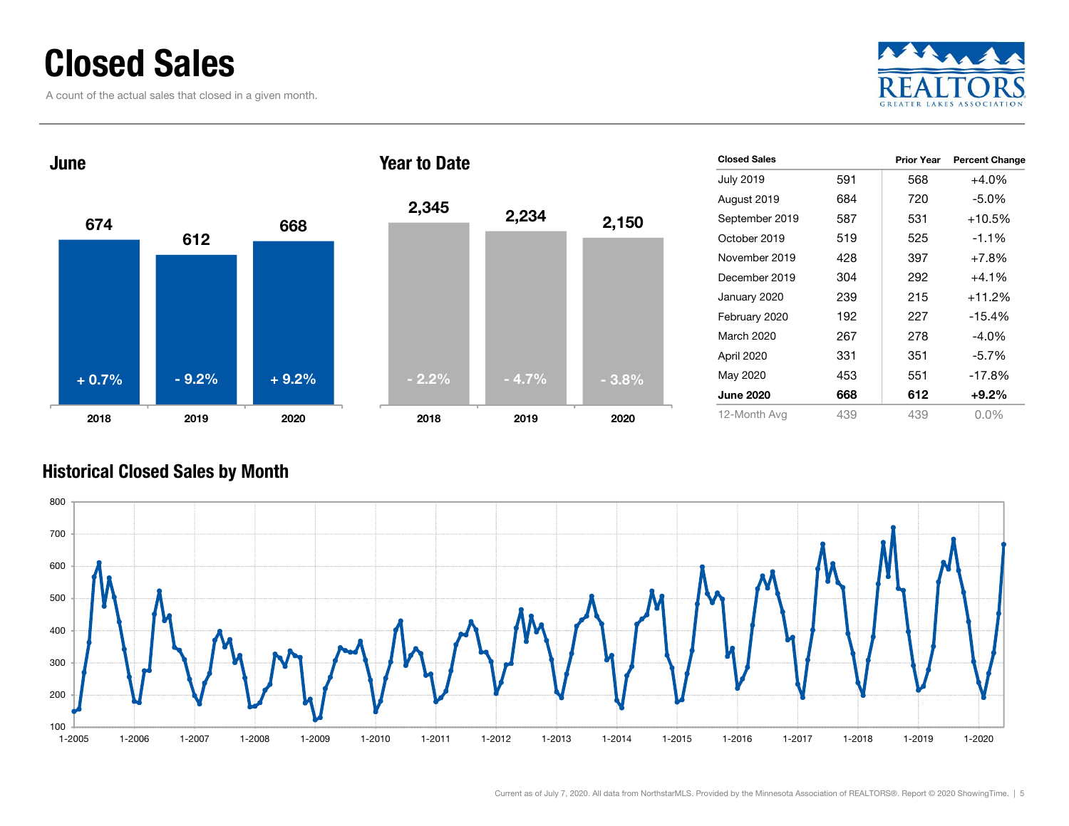# Closed Sales

A count of the actual sales that closed in a given month.

## June

| | 2018 | 2019 | 2020 |
|---|---|---|---|
| Closed Sales | 674 | 612 | 668 |
| Change | + 0.7% | - 9.2% | + 9.2% |

## Year to Date

| | 2018 | 2019 | 2020 |
|---|---|---|---|
| Closed Sales | 2,345 | 2,234 | 2,150 |
| Change | - 2.2% | - 4.7% | - 3.8% |

| Closed Sales | | Prior Year | Percent Change |
|---|---|---|---|
| July 2019 | 591 | 568 | +4.0% |
| August 2019 | 684 | 720 | -5.0% |
| September 2019 | 587 | 531 | +10.5% |
| October 2019 | 519 | 525 | -1.1% |
| November 2019 | 428 | 397 | +7.8% |
| December 2019 | 304 | 292 | +4.1% |
| January 2020 | 239 | 215 | +11.2% |
| February 2020 | 192 | 227 | -15.4% |
| March 2020 | 267 | 278 | -4.0% |
| April 2020 | 331 | 351 | -5.7% |
| May 2020 | 453 | 551 | -17.8% |
| **June 2020** | **668** | **612** | **+9.2%** |
| 12-Month Avg | 439 | 439 | 0.0% |

## Historical Closed Sales by Month

Current as of July 7, 2020. All data from NorthstarMLS. Provided by the Minnesota Association of REALTORS®. Report © 2020 ShowingTime.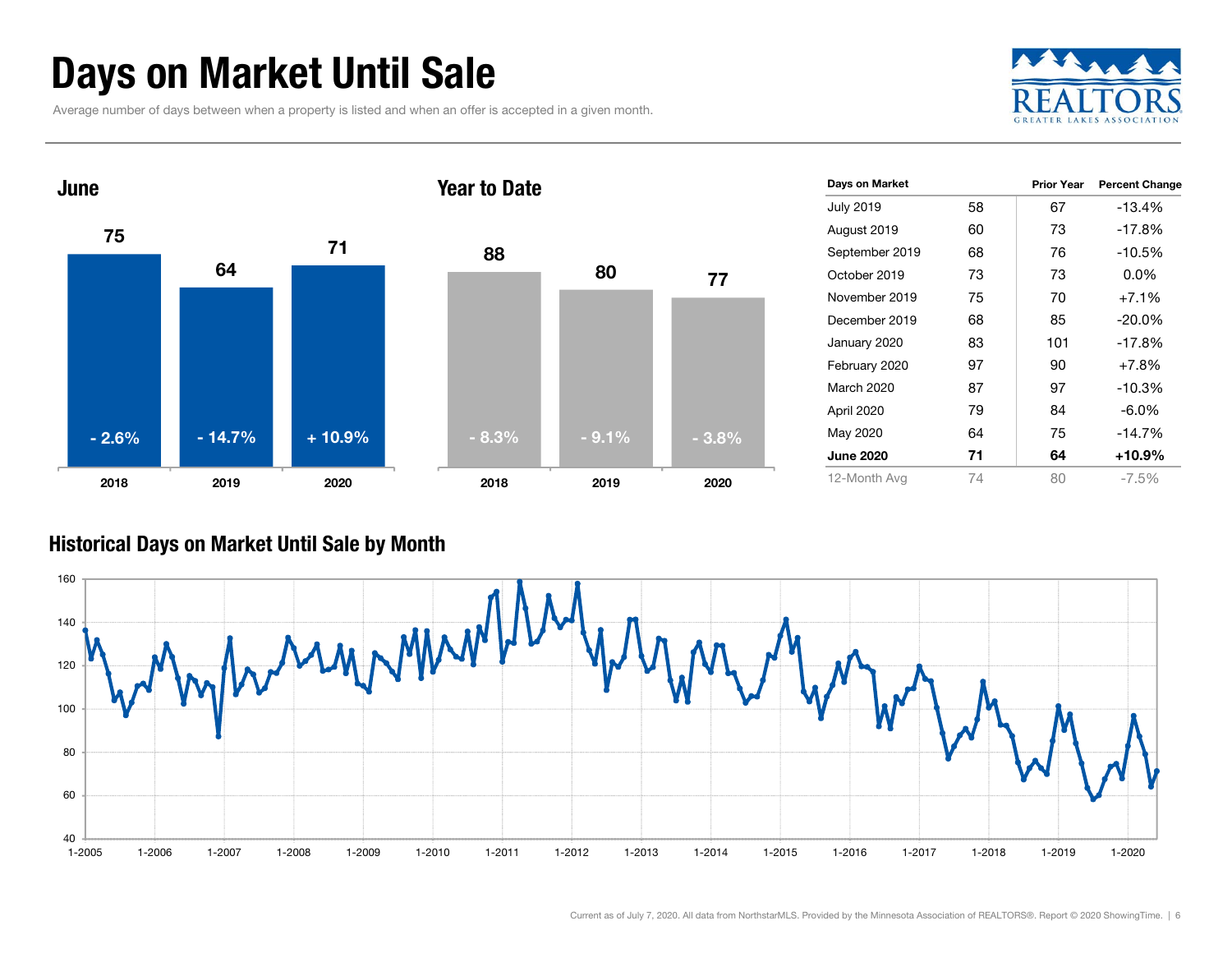# Days on Market Until Sale

Average number of days between when a property is listed and when an offer is accepted in a given month.

## June

| | 2018 | 2019 | 2020 |
|---|---|---|---|
| Days | 75 | 64 | 71 |
| Change | - 2.6% | - 14.7% | + 10.9% |

## Year to Date

| | 2018 | 2019 | 2020 |
|---|---|---|---|
| Days | 88 | 80 | 77 |
| Change | - 8.3% | - 9.1% | - 3.8% |

| Days on Market | | Prior Year | Percent Change |
|---|---|---|---|
| July 2019 | 58 | 67 | -13.4% |
| August 2019 | 60 | 73 | -17.8% |
| September 2019 | 68 | 76 | -10.5% |
| October 2019 | 73 | 73 | 0.0% |
| November 2019 | 75 | 70 | +7.1% |
| December 2019 | 68 | 85 | -20.0% |
| January 2020 | 83 | 101 | -17.8% |
| February 2020 | 97 | 90 | +7.8% |
| March 2020 | 87 | 97 | -10.3% |
| April 2020 | 79 | 84 | -6.0% |
| May 2020 | 64 | 75 | -14.7% |
| **June 2020** | **71** | **64** | **+10.9%** |
| 12-Month Avg | 74 | 80 | -7.5% |

## Historical Days on Market Until Sale by Month

Current as of July 7, 2020. All data from NorthstarMLS. Provided by the Minnesota Association of REALTORS®. Report © 2020 ShowingTime.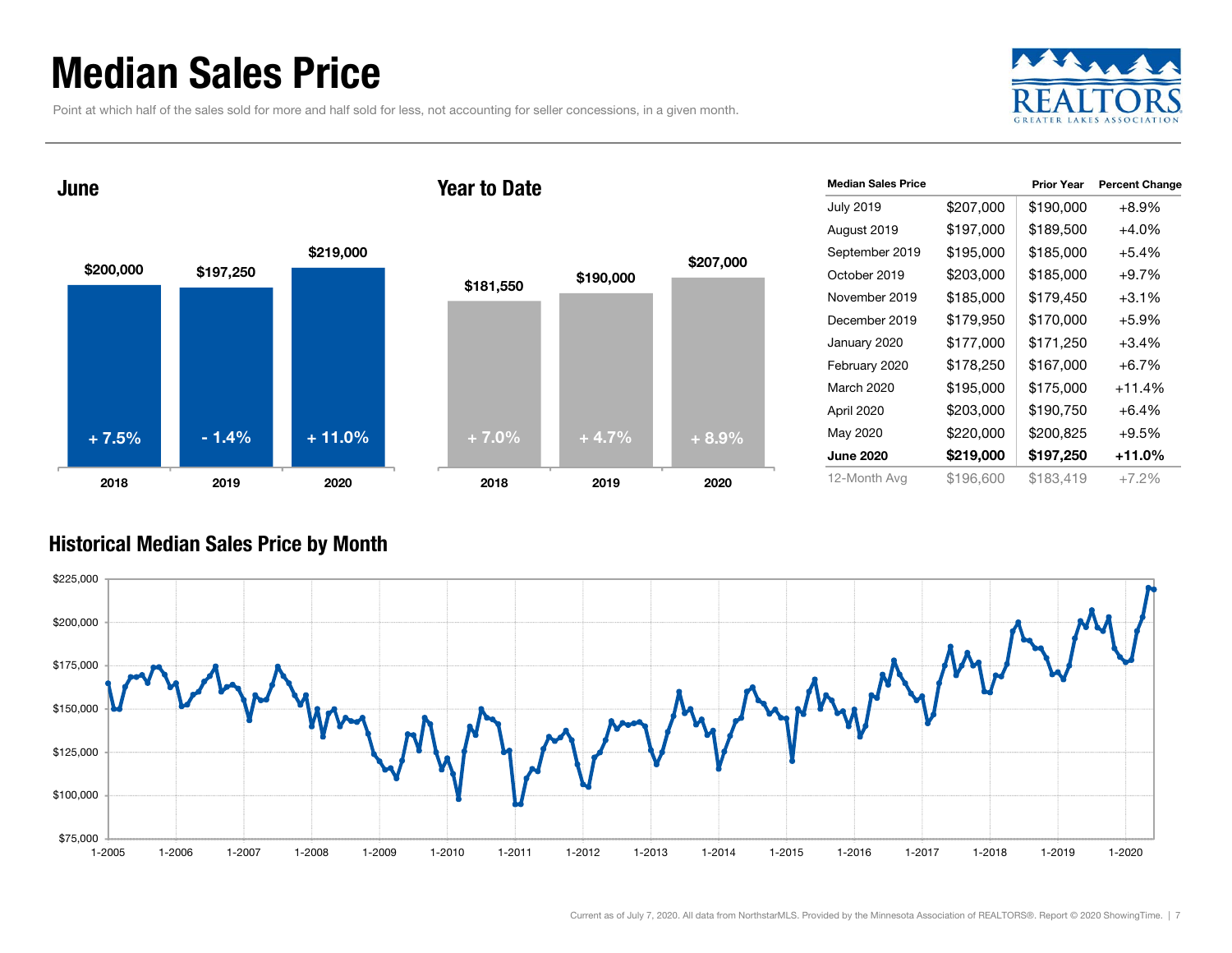# Median Sales Price

Point at which half of the sales sold for more and half sold for less, not accounting for seller concessions, in a given month.

## June

| Year | Median Sales Price | Change |
|---|---|---|
| 2018 | $200,000 | + 7.5% |
| 2019 | $197,250 | - 1.4% |
| 2020 | $219,000 | + 11.0% |

## Year to Date

| Year | Median Sales Price | Change |
|---|---|---|
| 2018 | $181,550 | + 7.0% |
| 2019 | $190,000 | + 4.7% |
| 2020 | $207,000 | + 8.9% |

| Median Sales Price | | Prior Year | Percent Change |
|---|---|---|---|
| July 2019 | $207,000 | $190,000 | +8.9% |
| August 2019 | $197,000 | $189,500 | +4.0% |
| September 2019 | $195,000 | $185,000 | +5.4% |
| October 2019 | $203,000 | $185,000 | +9.7% |
| November 2019 | $185,000 | $179,450 | +3.1% |
| December 2019 | $179,950 | $170,000 | +5.9% |
| January 2020 | $177,000 | $171,250 | +3.4% |
| February 2020 | $178,250 | $167,000 | +6.7% |
| March 2020 | $195,000 | $175,000 | +11.4% |
| April 2020 | $203,000 | $190,750 | +6.4% |
| May 2020 | $220,000 | $200,825 | +9.5% |
| **June 2020** | **$219,000** | **$197,250** | **+11.0%** |
| 12-Month Avg | $196,600 | $183,419 | +7.2% |

## Historical Median Sales Price by Month

Current as of July 7, 2020. All data from NorthstarMLS. Provided by the Minnesota Association of REALTORS®. Report © 2020 ShowingTime.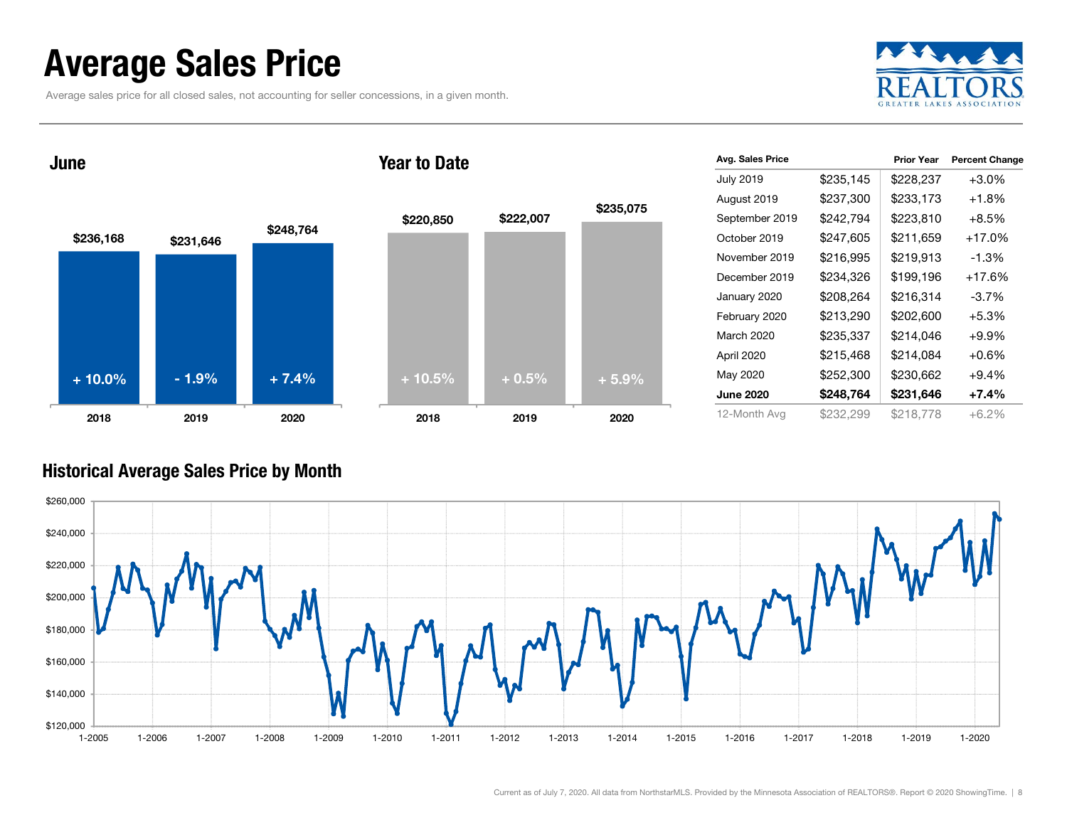# Average Sales Price

Average sales price for all closed sales, not accounting for seller concessions, in a given month.

## June

| | 2018 | 2019 | 2020 |
|---|---|---|---|
| Average Sales Price | $236,168 | $231,646 | $248,764 |
| Change | + 10.0% | - 1.9% | + 7.4% |

## Year to Date

| | 2018 | 2019 | 2020 |
|---|---|---|---|
| Average Sales Price | $220,850 | $222,007 | $235,075 |
| Change | + 10.5% | + 0.5% | + 5.9% |

| Avg. Sales Price | | Prior Year | Percent Change |
|---|---|---|---|
| July 2019 | $235,145 | $228,237 | +3.0% |
| August 2019 | $237,300 | $233,173 | +1.8% |
| September 2019 | $242,794 | $223,810 | +8.5% |
| October 2019 | $247,605 | $211,659 | +17.0% |
| November 2019 | $216,995 | $219,913 | -1.3% |
| December 2019 | $234,326 | $199,196 | +17.6% |
| January 2020 | $208,264 | $216,314 | -3.7% |
| February 2020 | $213,290 | $202,600 | +5.3% |
| March 2020 | $235,337 | $214,046 | +9.9% |
| April 2020 | $215,468 | $214,084 | +0.6% |
| May 2020 | $252,300 | $230,662 | +9.4% |
| **June 2020** | **$248,764** | **$231,646** | **+7.4%** |
| 12-Month Avg | $232,299 | $218,778 | +6.2% |

## Historical Average Sales Price by Month

Current as of July 7, 2020. All data from NorthstarMLS. Provided by the Minnesota Association of REALTORS®. Report © 2020 ShowingTime.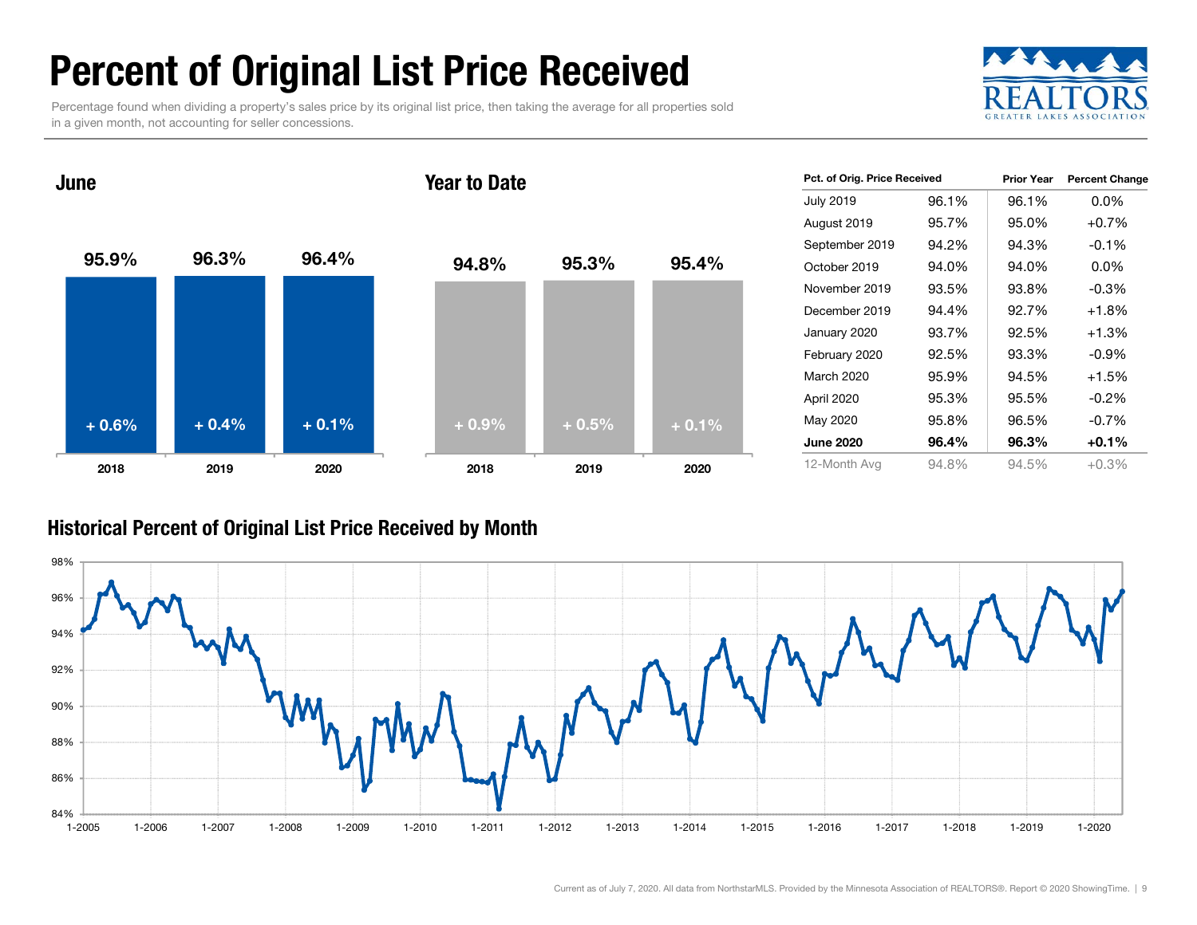# Percent of Original List Price Received

Percentage found when dividing a property's sales price by its original list price, then taking the average for all properties sold in a given month, not accounting for seller concessions.

## June

| | 2018 | 2019 | 2020 |
|---|---|---|---|
| Value | 95.9% | 96.3% | 96.4% |
| Change | + 0.6% | + 0.4% | + 0.1% |

## Year to Date

| | 2018 | 2019 | 2020 |
|---|---|---|---|
| Value | 94.8% | 95.3% | 95.4% |
| Change | + 0.9% | + 0.5% | + 0.1% |

| Pct. of Orig. Price Received | | Prior Year | Percent Change |
|---|---|---|---|
| July 2019 | 96.1% | 96.1% | 0.0% |
| August 2019 | 95.7% | 95.0% | +0.7% |
| September 2019 | 94.2% | 94.3% | -0.1% |
| October 2019 | 94.0% | 94.0% | 0.0% |
| November 2019 | 93.5% | 93.8% | -0.3% |
| December 2019 | 94.4% | 92.7% | +1.8% |
| January 2020 | 93.7% | 92.5% | +1.3% |
| February 2020 | 92.5% | 93.3% | -0.9% |
| March 2020 | 95.9% | 94.5% | +1.5% |
| April 2020 | 95.3% | 95.5% | -0.2% |
| May 2020 | 95.8% | 96.5% | -0.7% |
| **June 2020** | **96.4%** | **96.3%** | **+0.1%** |
| 12-Month Avg | 94.8% | 94.5% | +0.3% |

## Historical Percent of Original List Price Received by Month

Current as of July 7, 2020. All data from NorthstarMLS. Provided by the Minnesota Association of REALTORS®. Report © 2020 ShowingTime.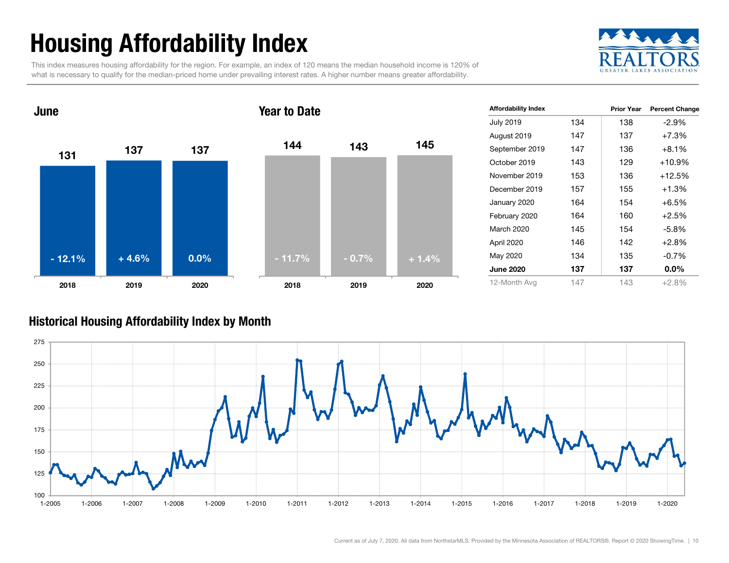# Housing Affordability Index

This index measures housing affordability for the region. For example, an index of 120 means the median household income is 120% of what is necessary to qualify for the median-priced home under prevailing interest rates. A higher number means greater affordability.

## June

| | 2018 | 2019 | 2020 |
|---|---|---|---|
| Index | 131 | 137 | 137 |
| Change | - 12.1% | + 4.6% | 0.0% |

## Year to Date

| | 2018 | 2019 | 2020 |
|---|---|---|---|
| Index | 144 | 143 | 145 |
| Change | - 11.7% | - 0.7% | + 1.4% |

| Affordability Index | | Prior Year | Percent Change |
|---|---|---|---|
| July 2019 | 134 | 138 | -2.9% |
| August 2019 | 147 | 137 | +7.3% |
| September 2019 | 147 | 136 | +8.1% |
| October 2019 | 143 | 129 | +10.9% |
| November 2019 | 153 | 136 | +12.5% |
| December 2019 | 157 | 155 | +1.3% |
| January 2020 | 164 | 154 | +6.5% |
| February 2020 | 164 | 160 | +2.5% |
| March 2020 | 145 | 154 | -5.8% |
| April 2020 | 146 | 142 | +2.8% |
| May 2020 | 134 | 135 | -0.7% |
| **June 2020** | **137** | **137** | **0.0%** |
| 12-Month Avg | 147 | 143 | +2.8% |

## Historical Housing Affordability Index by Month

Current as of July 7, 2020. All data from NorthstarMLS. Provided by the Minnesota Association of REALTORS®. Report © 2020 ShowingTime.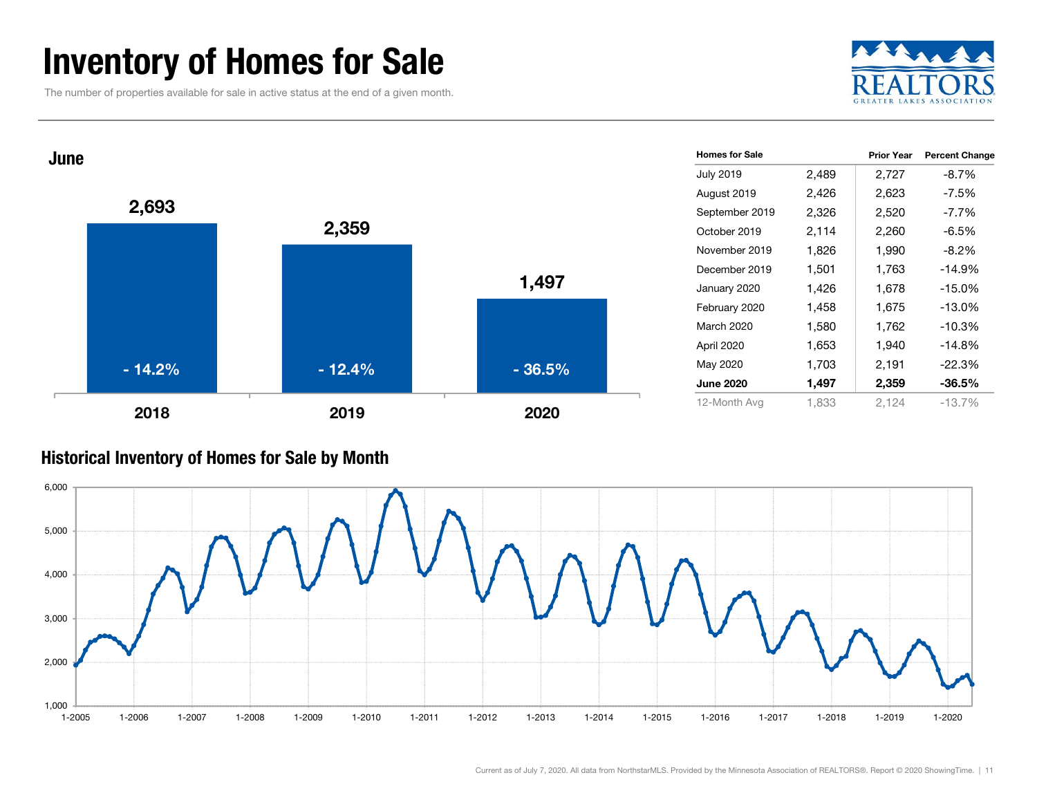# Inventory of Homes for Sale

The number of properties available for sale in active status at the end of a given month.

## June

| Year | Homes for Sale | Change |
|---|---|---|
| 2018 | 2,693 | - 14.2% |
| 2019 | 2,359 | - 12.4% |
| 2020 | 1,497 | - 36.5% |

| Homes for Sale | | Prior Year | Percent Change |
|---|---|---|---|
| July 2019 | 2,489 | 2,727 | -8.7% |
| August 2019 | 2,426 | 2,623 | -7.5% |
| September 2019 | 2,326 | 2,520 | -7.7% |
| October 2019 | 2,114 | 2,260 | -6.5% |
| November 2019 | 1,826 | 1,990 | -8.2% |
| December 2019 | 1,501 | 1,763 | -14.9% |
| January 2020 | 1,426 | 1,678 | -15.0% |
| February 2020 | 1,458 | 1,675 | -13.0% |
| March 2020 | 1,580 | 1,762 | -10.3% |
| April 2020 | 1,653 | 1,940 | -14.8% |
| May 2020 | 1,703 | 2,191 | -22.3% |
| **June 2020** | **1,497** | **2,359** | **-36.5%** |
| 12-Month Avg | 1,833 | 2,124 | -13.7% |

## Historical Inventory of Homes for Sale by Month

Current as of July 7, 2020. All data from NorthstarMLS. Provided by the Minnesota Association of REALTORS®. Report © 2020 ShowingTime.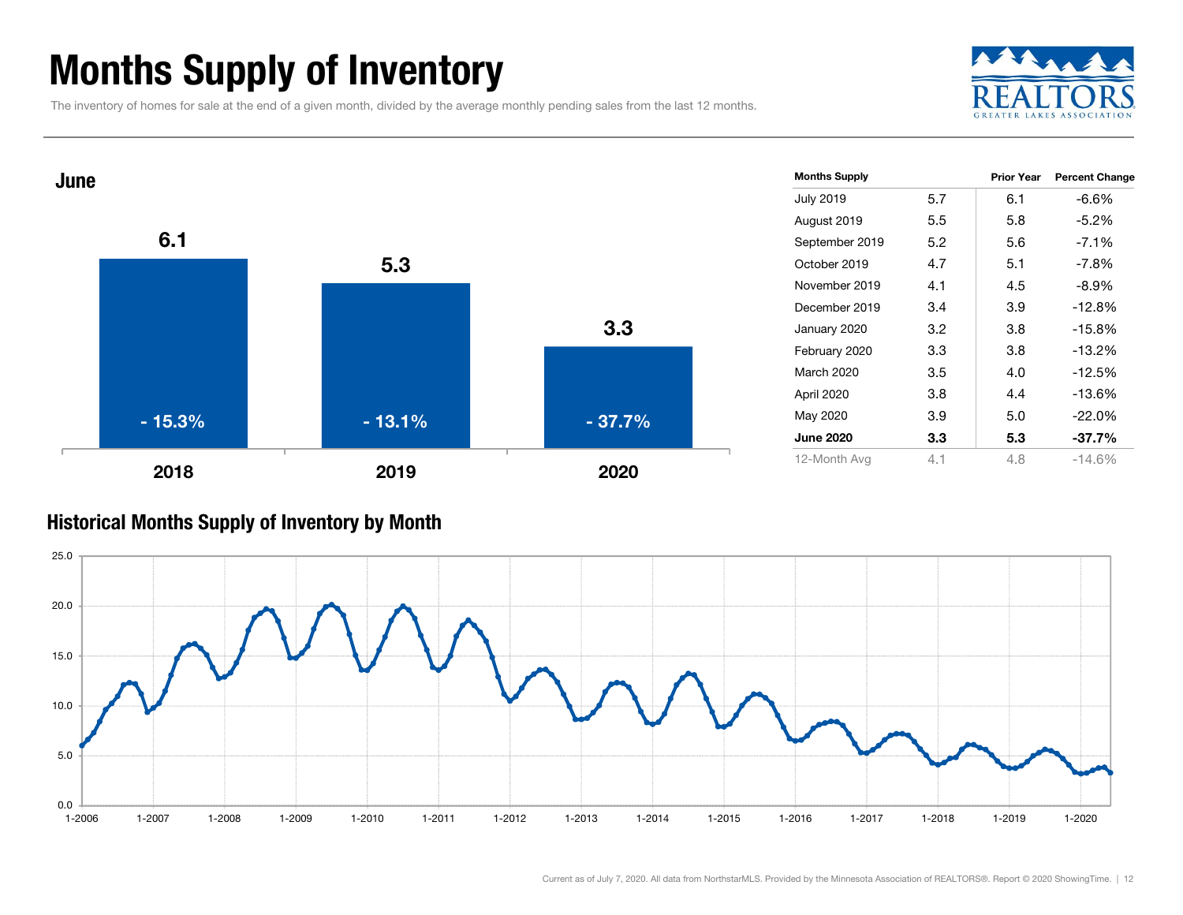# Months Supply of Inventory

The inventory of homes for sale at the end of a given month, divided by the average monthly pending sales from the last 12 months.

### June

| Year | Months Supply | Percent Change |
|---|---|---|
| 2018 | 6.1 | - 15.3% |
| 2019 | 5.3 | - 13.1% |
| 2020 | 3.3 | - 37.7% |

| Months Supply | | Prior Year | Percent Change |
|---|---|---|---|
| July 2019 | 5.7 | 6.1 | -6.6% |
| August 2019 | 5.5 | 5.8 | -5.2% |
| September 2019 | 5.2 | 5.6 | -7.1% |
| October 2019 | 4.7 | 5.1 | -7.8% |
| November 2019 | 4.1 | 4.5 | -8.9% |
| December 2019 | 3.4 | 3.9 | -12.8% |
| January 2020 | 3.2 | 3.8 | -15.8% |
| February 2020 | 3.3 | 3.8 | -13.2% |
| March 2020 | 3.5 | 4.0 | -12.5% |
| April 2020 | 3.8 | 4.4 | -13.6% |
| May 2020 | 3.9 | 5.0 | -22.0% |
| **June 2020** | **3.3** | **5.3** | **-37.7%** |
| 12-Month Avg | 4.1 | 4.8 | -14.6% |

### Historical Months Supply of Inventory by Month

Current as of July 7, 2020. All data from NorthstarMLS. Provided by the Minnesota Association of REALTORS®. Report © 2020 ShowingTime.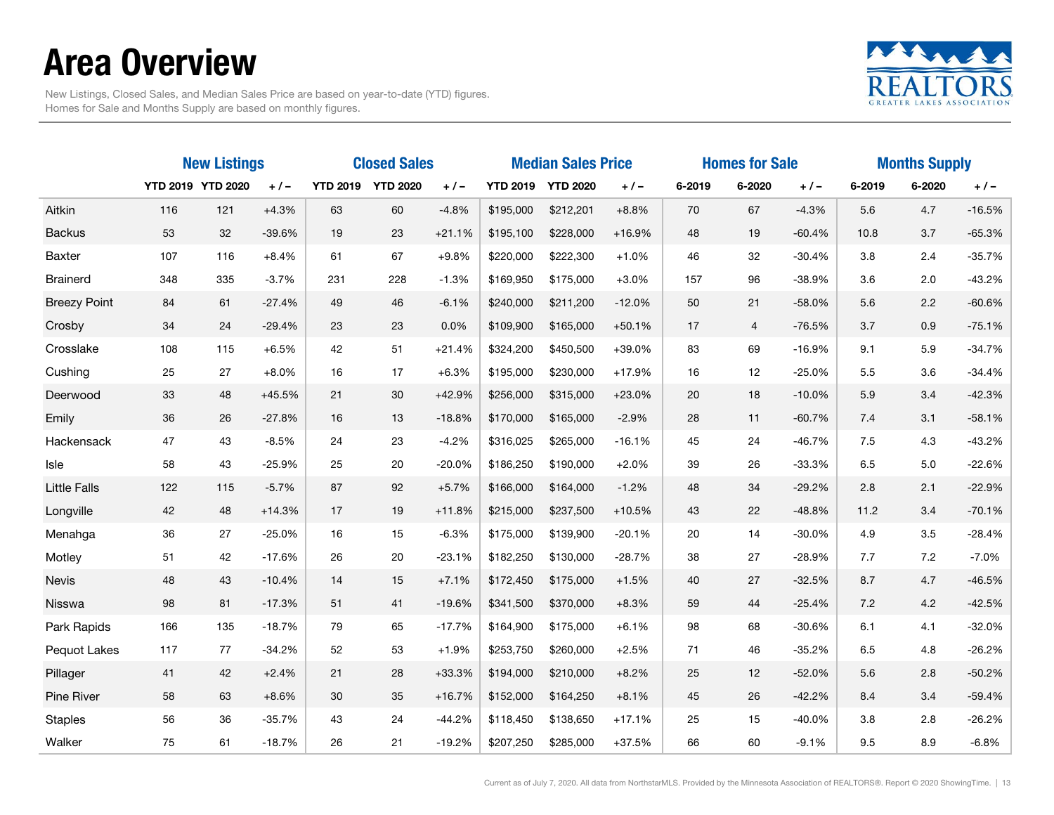# Area Overview

New Listings, Closed Sales, and Median Sales Price are based on year-to-date (YTD) figures.
Homes for Sale and Months Supply are based on monthly figures.

| | New Listings | | | Closed Sales | | | Median Sales Price | | | Homes for Sale | | | Months Supply | | |
|---|---|---|---|---|---|---|---|---|---|---|---|---|---|---|---|
| | YTD 2019 | YTD 2020 | + / – | YTD 2019 | YTD 2020 | + / – | YTD 2019 | YTD 2020 | + / – | 6-2019 | 6-2020 | + / – | 6-2019 | 6-2020 | + / – |
| Aitkin | 116 | 121 | +4.3% | 63 | 60 | -4.8% | $195,000 | $212,201 | +8.8% | 70 | 67 | -4.3% | 5.6 | 4.7 | -16.5% |
| Backus | 53 | 32 | -39.6% | 19 | 23 | +21.1% | $195,100 | $228,000 | +16.9% | 48 | 19 | -60.4% | 10.8 | 3.7 | -65.3% |
| Baxter | 107 | 116 | +8.4% | 61 | 67 | +9.8% | $220,000 | $222,300 | +1.0% | 46 | 32 | -30.4% | 3.8 | 2.4 | -35.7% |
| Brainerd | 348 | 335 | -3.7% | 231 | 228 | -1.3% | $169,950 | $175,000 | +3.0% | 157 | 96 | -38.9% | 3.6 | 2.0 | -43.2% |
| Breezy Point | 84 | 61 | -27.4% | 49 | 46 | -6.1% | $240,000 | $211,200 | -12.0% | 50 | 21 | -58.0% | 5.6 | 2.2 | -60.6% |
| Crosby | 34 | 24 | -29.4% | 23 | 23 | 0.0% | $109,900 | $165,000 | +50.1% | 17 | 4 | -76.5% | 3.7 | 0.9 | -75.1% |
| Crosslake | 108 | 115 | +6.5% | 42 | 51 | +21.4% | $324,200 | $450,500 | +39.0% | 83 | 69 | -16.9% | 9.1 | 5.9 | -34.7% |
| Cushing | 25 | 27 | +8.0% | 16 | 17 | +6.3% | $195,000 | $230,000 | +17.9% | 16 | 12 | -25.0% | 5.5 | 3.6 | -34.4% |
| Deerwood | 33 | 48 | +45.5% | 21 | 30 | +42.9% | $256,000 | $315,000 | +23.0% | 20 | 18 | -10.0% | 5.9 | 3.4 | -42.3% |
| Emily | 36 | 26 | -27.8% | 16 | 13 | -18.8% | $170,000 | $165,000 | -2.9% | 28 | 11 | -60.7% | 7.4 | 3.1 | -58.1% |
| Hackensack | 47 | 43 | -8.5% | 24 | 23 | -4.2% | $316,025 | $265,000 | -16.1% | 45 | 24 | -46.7% | 7.5 | 4.3 | -43.2% |
| Isle | 58 | 43 | -25.9% | 25 | 20 | -20.0% | $186,250 | $190,000 | +2.0% | 39 | 26 | -33.3% | 6.5 | 5.0 | -22.6% |
| Little Falls | 122 | 115 | -5.7% | 87 | 92 | +5.7% | $166,000 | $164,000 | -1.2% | 48 | 34 | -29.2% | 2.8 | 2.1 | -22.9% |
| Longville | 42 | 48 | +14.3% | 17 | 19 | +11.8% | $215,000 | $237,500 | +10.5% | 43 | 22 | -48.8% | 11.2 | 3.4 | -70.1% |
| Menahga | 36 | 27 | -25.0% | 16 | 15 | -6.3% | $175,000 | $139,900 | -20.1% | 20 | 14 | -30.0% | 4.9 | 3.5 | -28.4% |
| Motley | 51 | 42 | -17.6% | 26 | 20 | -23.1% | $182,250 | $130,000 | -28.7% | 38 | 27 | -28.9% | 7.7 | 7.2 | -7.0% |
| Nevis | 48 | 43 | -10.4% | 14 | 15 | +7.1% | $172,450 | $175,000 | +1.5% | 40 | 27 | -32.5% | 8.7 | 4.7 | -46.5% |
| Nisswa | 98 | 81 | -17.3% | 51 | 41 | -19.6% | $341,500 | $370,000 | +8.3% | 59 | 44 | -25.4% | 7.2 | 4.2 | -42.5% |
| Park Rapids | 166 | 135 | -18.7% | 79 | 65 | -17.7% | $164,900 | $175,000 | +6.1% | 98 | 68 | -30.6% | 6.1 | 4.1 | -32.0% |
| Pequot Lakes | 117 | 77 | -34.2% | 52 | 53 | +1.9% | $253,750 | $260,000 | +2.5% | 71 | 46 | -35.2% | 6.5 | 4.8 | -26.2% |
| Pillager | 41 | 42 | +2.4% | 21 | 28 | +33.3% | $194,000 | $210,000 | +8.2% | 25 | 12 | -52.0% | 5.6 | 2.8 | -50.2% |
| Pine River | 58 | 63 | +8.6% | 30 | 35 | +16.7% | $152,000 | $164,250 | +8.1% | 45 | 26 | -42.2% | 8.4 | 3.4 | -59.4% |
| Staples | 56 | 36 | -35.7% | 43 | 24 | -44.2% | $118,450 | $138,650 | +17.1% | 25 | 15 | -40.0% | 3.8 | 2.8 | -26.2% |
| Walker | 75 | 61 | -18.7% | 26 | 21 | -19.2% | $207,250 | $285,000 | +37.5% | 66 | 60 | -9.1% | 9.5 | 8.9 | -6.8% |

Current as of July 7, 2020. All data from NorthstarMLS. Provided by the Minnesota Association of REALTORS®. Report © 2020 ShowingTime.